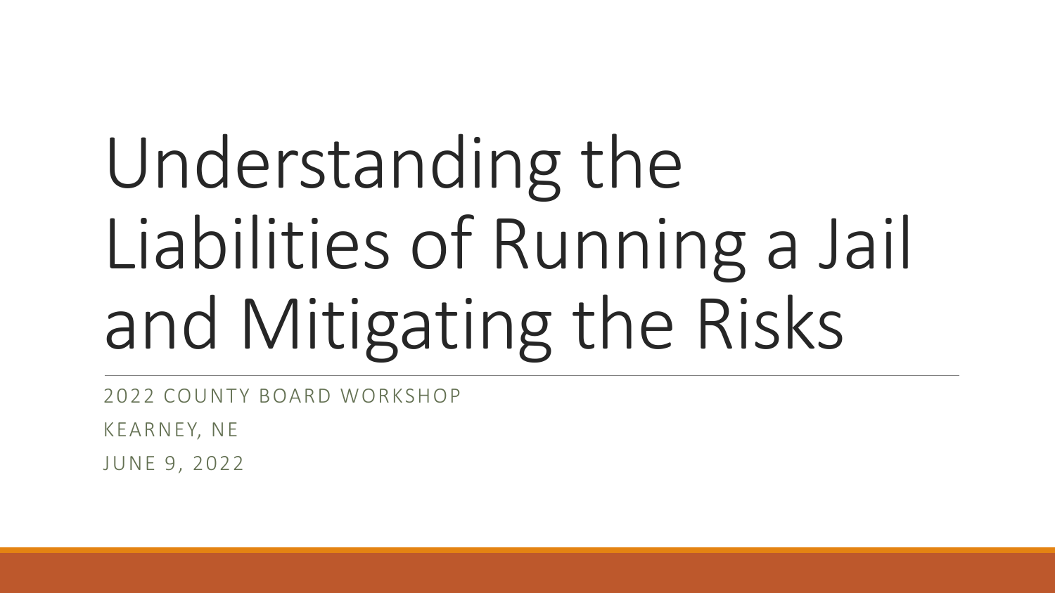# Understanding the Liabilities of Running a Jail and Mitigating the Risks

2022 COUNTY BOARD WORKSHOP

KEARNEY, NE

JUNE 9, 2022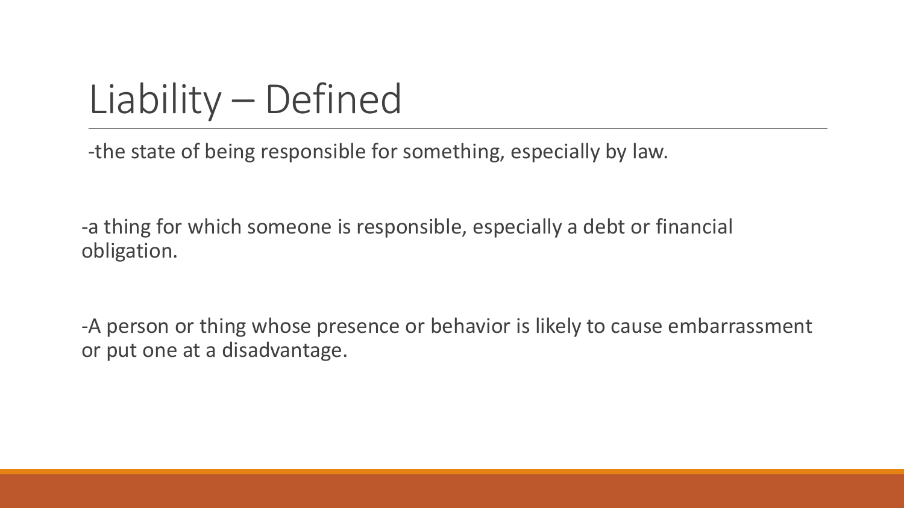# Liability – Defined

-the state of being responsible for something, especially by law.

-a thing for which someone is responsible, especially a debt or financial obligation.

-A person or thing whose presence or behavior is likely to cause embarrassment or put one at a disadvantage.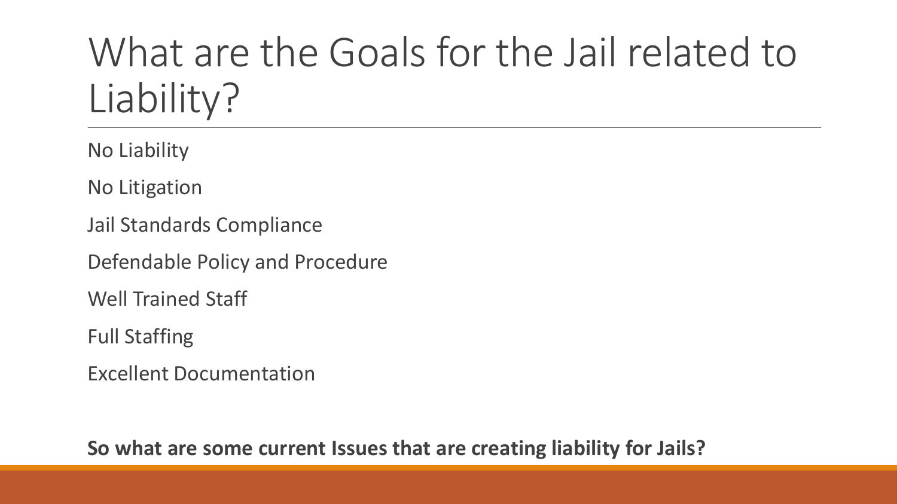# What are the Goals for the Jail related to Liability?

No Liability

No Litigation

Jail Standards Compliance

Defendable Policy and Procedure

Well Trained Staff

Full Staffing

Excellent Documentation

**So what are some current Issues that are creating liability for Jails?**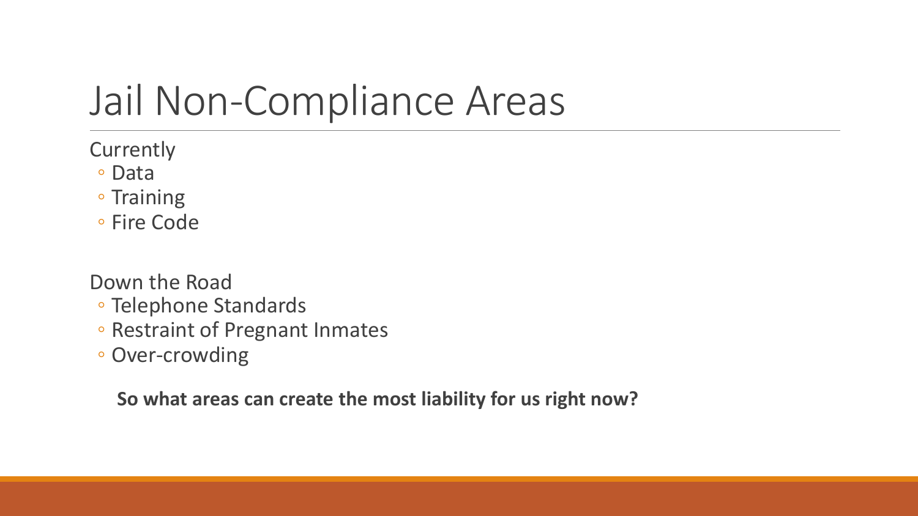# Jail Non-Compliance Areas

Currently

- Data
- Training
- Fire Code

Down the Road

- Telephone Standards
- Restraint of Pregnant Inmates
- Over-crowding

**So what areas can create the most liability for us right now?**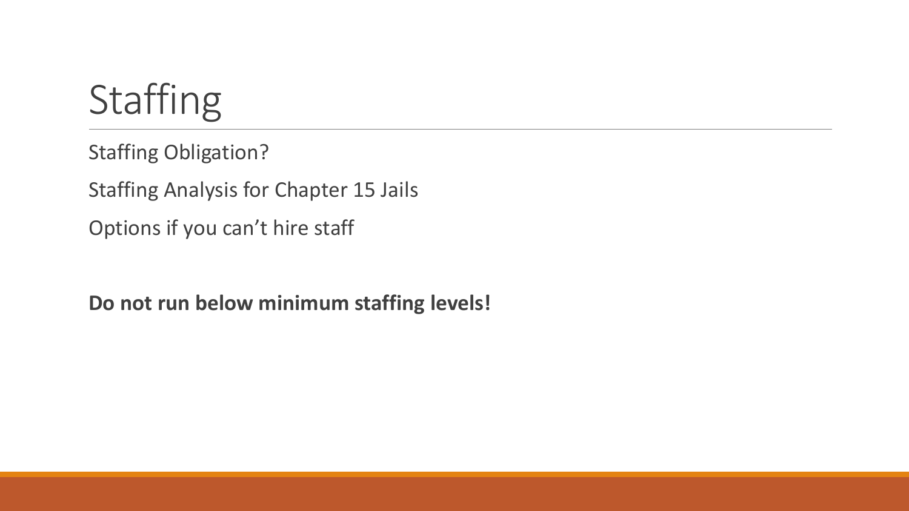# Staffing

Staffing Obligation?

Staffing Analysis for Chapter 15 Jails

Options if you can't hire staff

**Do not run below minimum staffing levels!**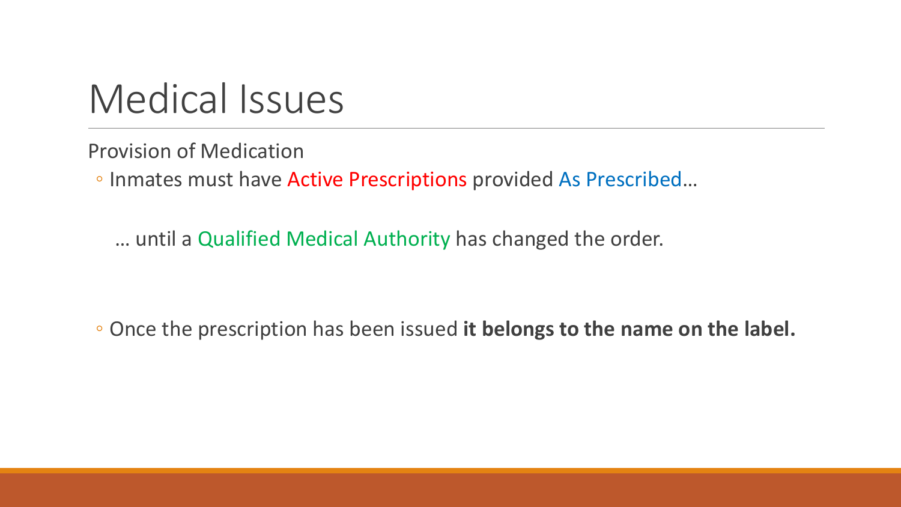# Medical Issues

Provision of Medication

- Inmates must have Active Prescriptions provided As Prescribed…

  … until a Qualified Medical Authority has changed the order.

- Once the prescription has been issued **it belongs to the name on the label.**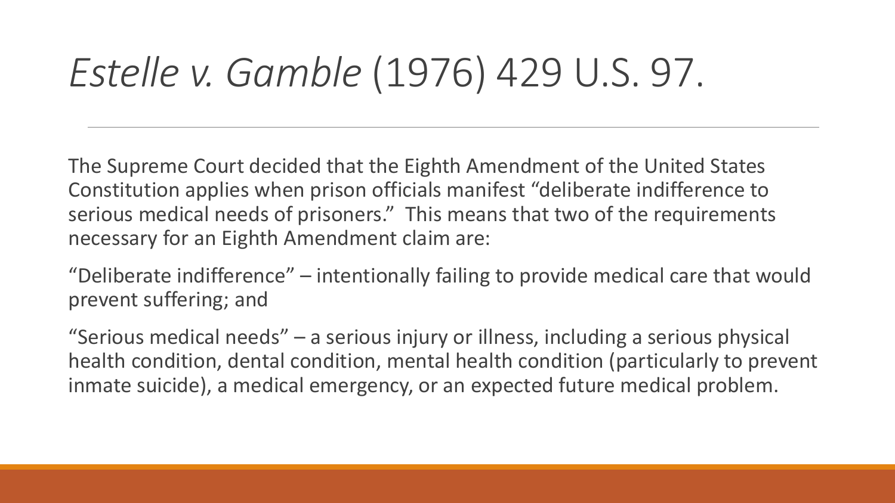# *Estelle v. Gamble* (1976) 429 U.S. 97.

The Supreme Court decided that the Eighth Amendment of the United States Constitution applies when prison officials manifest "deliberate indifference to serious medical needs of prisoners." This means that two of the requirements necessary for an Eighth Amendment claim are:

"Deliberate indifference" – intentionally failing to provide medical care that would prevent suffering; and

"Serious medical needs" – a serious injury or illness, including a serious physical health condition, dental condition, mental health condition (particularly to prevent inmate suicide), a medical emergency, or an expected future medical problem.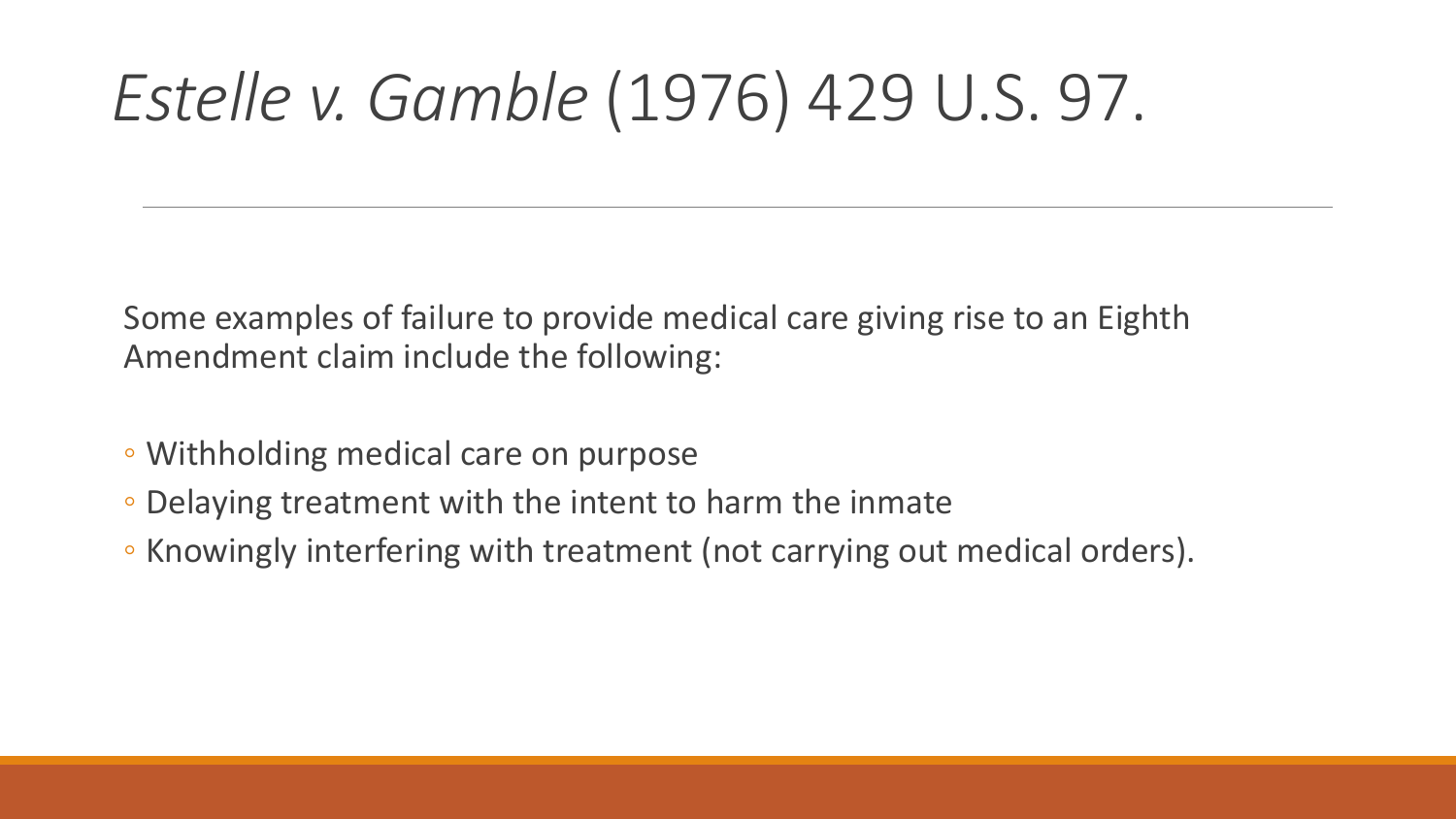# *Estelle v. Gamble* (1976) 429 U.S. 97.

Some examples of failure to provide medical care giving rise to an Eighth Amendment claim include the following:

- Withholding medical care on purpose
- Delaying treatment with the intent to harm the inmate
- Knowingly interfering with treatment (not carrying out medical orders).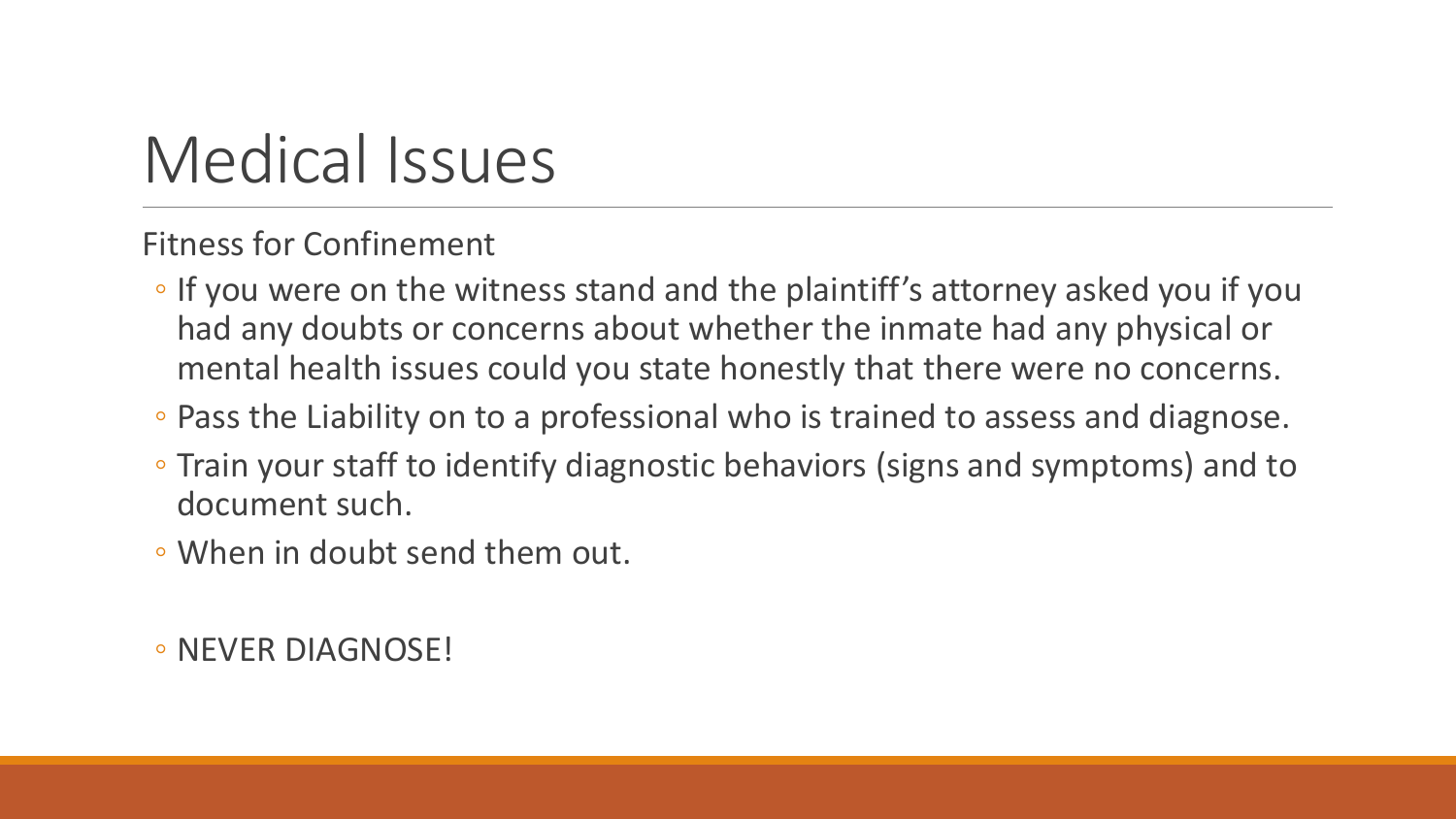# Medical Issues

Fitness for Confinement

- If you were on the witness stand and the plaintiff's attorney asked you if you had any doubts or concerns about whether the inmate had any physical or mental health issues could you state honestly that there were no concerns.
- Pass the Liability on to a professional who is trained to assess and diagnose.
- Train your staff to identify diagnostic behaviors (signs and symptoms) and to document such.
- When in doubt send them out.
- NEVER DIAGNOSE!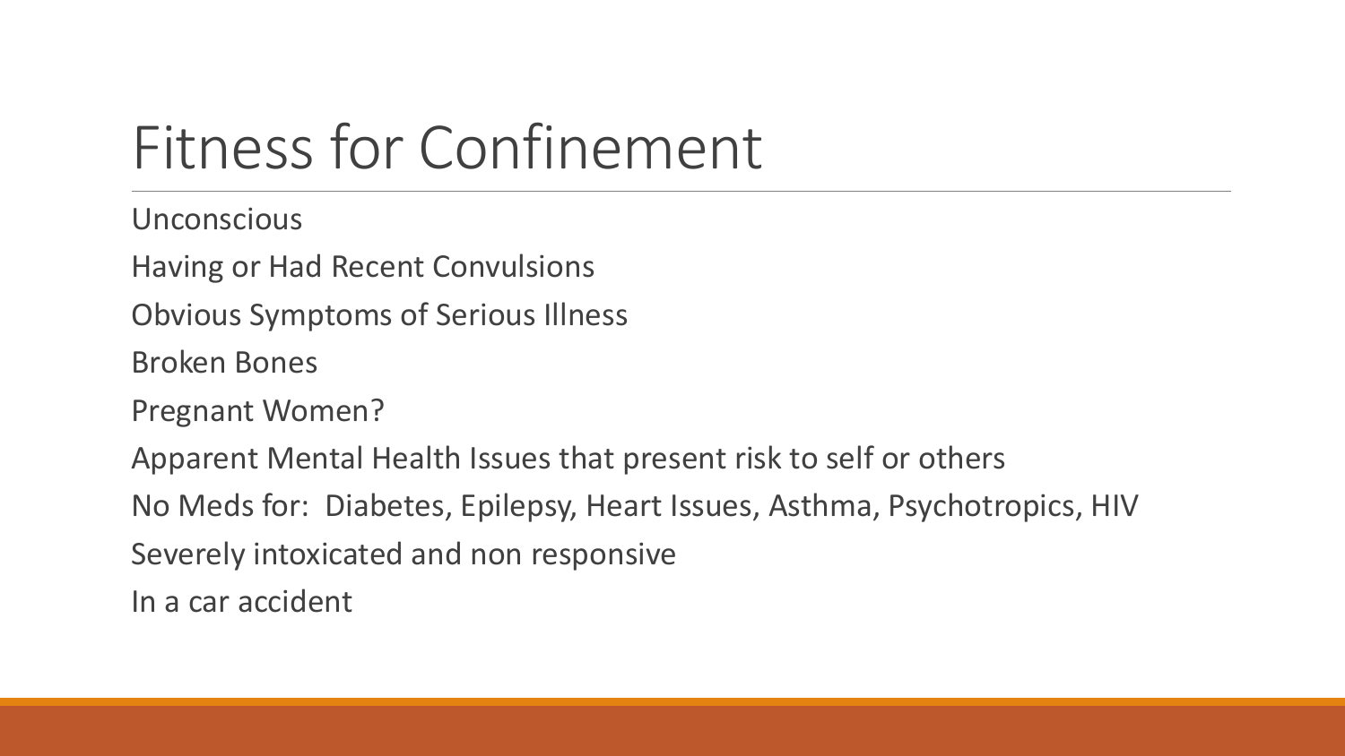# Fitness for Confinement

Unconscious

Having or Had Recent Convulsions

Obvious Symptoms of Serious Illness

Broken Bones

Pregnant Women?

Apparent Mental Health Issues that present risk to self or others

No Meds for:  Diabetes, Epilepsy, Heart Issues, Asthma, Psychotropics, HIV

Severely intoxicated and non responsive

In a car accident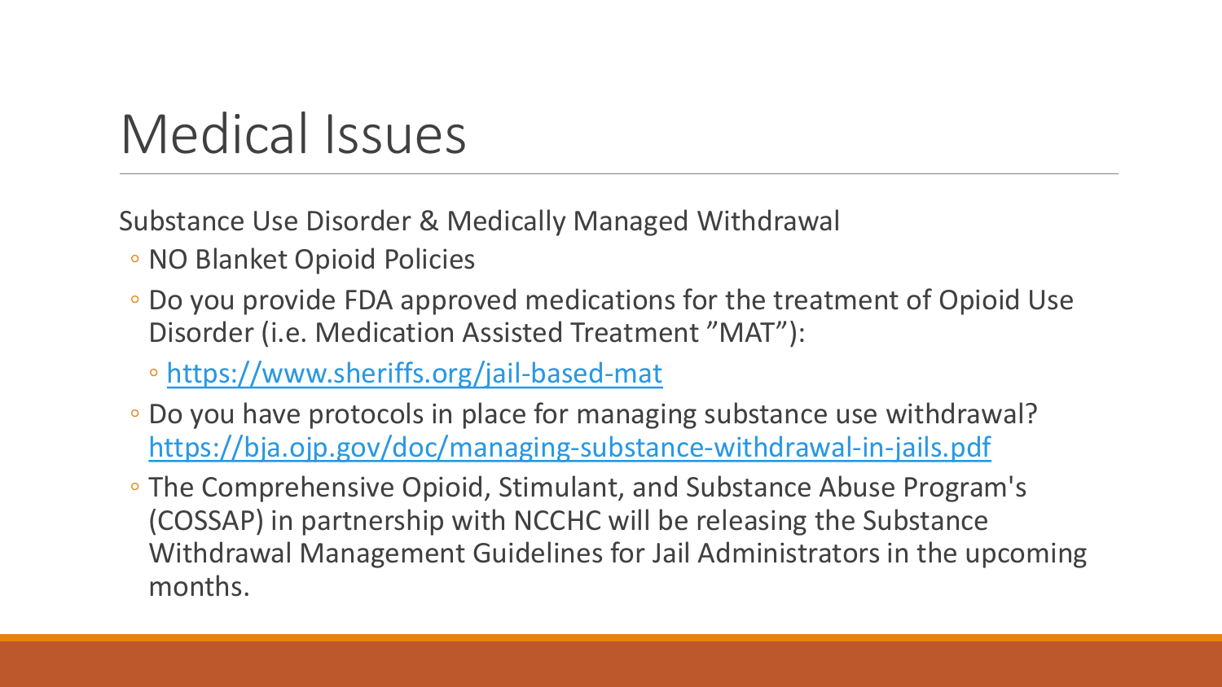# Medical Issues

Substance Use Disorder & Medically Managed Withdrawal

- NO Blanket Opioid Policies
- Do you provide FDA approved medications for the treatment of Opioid Use Disorder (i.e. Medication Assisted Treatment ”MAT”):
  - https://www.sheriffs.org/jail-based-mat
- Do you have protocols in place for managing substance use withdrawal? https://bja.ojp.gov/doc/managing-substance-withdrawal-in-jails.pdf
- The Comprehensive Opioid, Stimulant, and Substance Abuse Program's (COSSAP) in partnership with NCCHC will be releasing the Substance Withdrawal Management Guidelines for Jail Administrators in the upcoming months.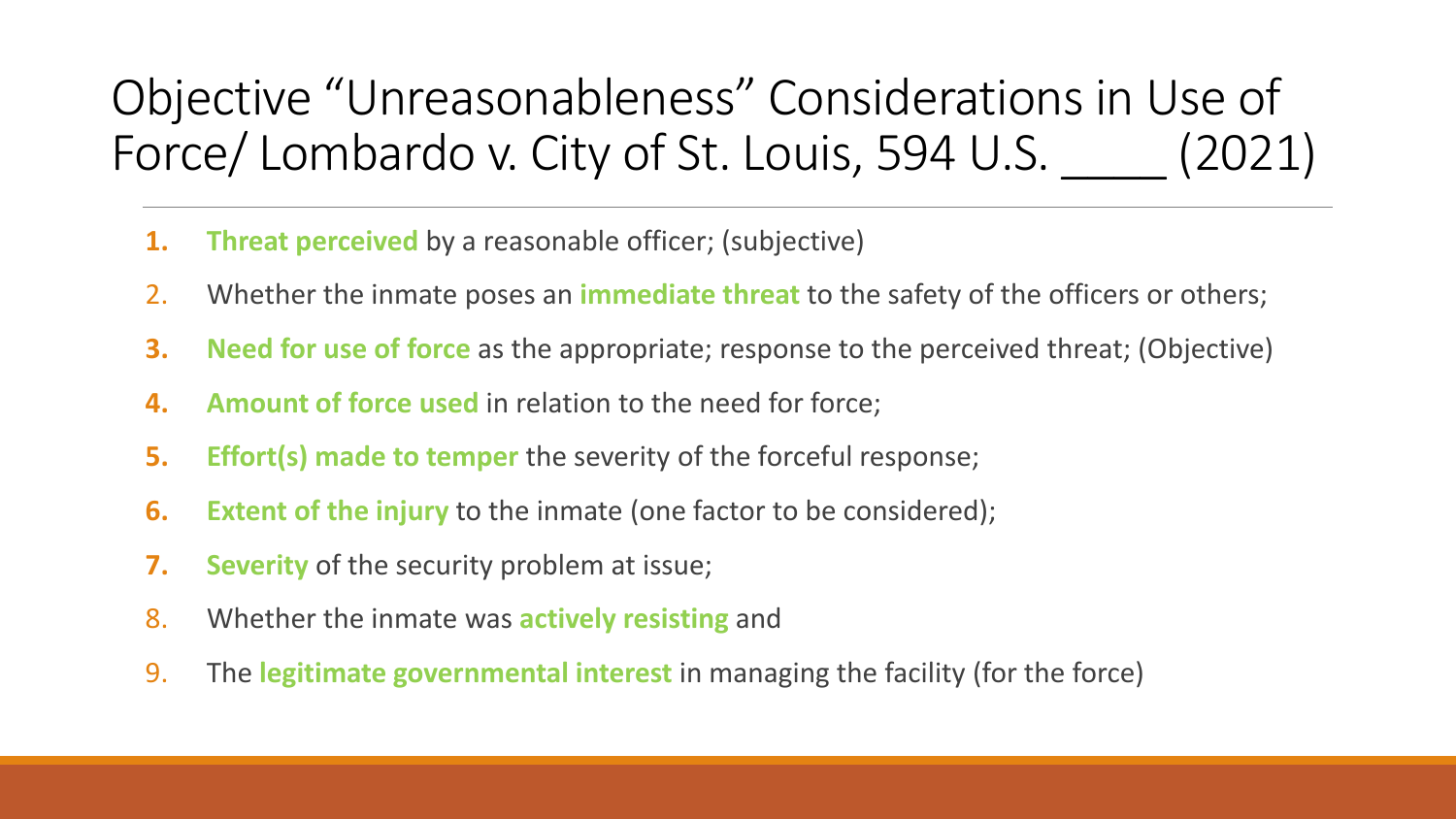# Objective "Unreasonableness" Considerations in Use of Force/ Lombardo v. City of St. Louis, 594 U.S. ____ (2021)

1. **Threat perceived** by a reasonable officer; (subjective)
2. Whether the inmate poses an **immediate threat** to the safety of the officers or others;
3. **Need for use of force** as the appropriate; response to the perceived threat; (Objective)
4. **Amount of force used** in relation to the need for force;
5. **Effort(s) made to temper** the severity of the forceful response;
6. **Extent of the injury** to the inmate (one factor to be considered);
7. **Severity** of the security problem at issue;
8. Whether the inmate was **actively resisting** and
9. The **legitimate governmental interest** in managing the facility (for the force)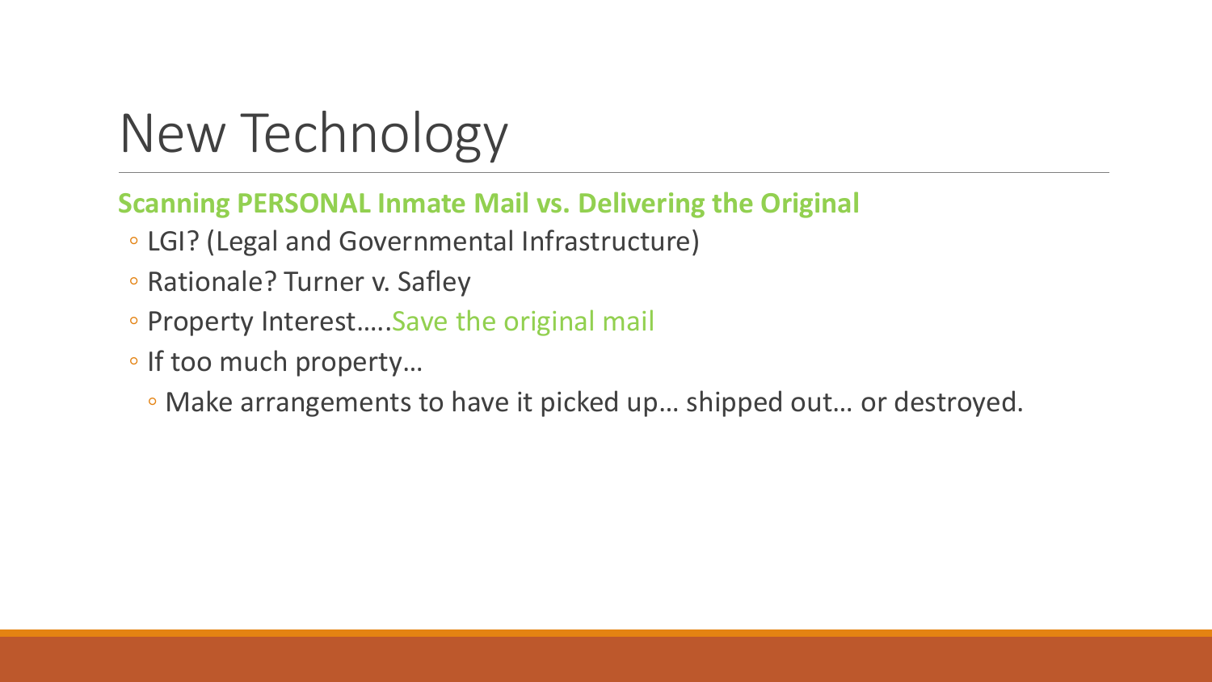# New Technology

**Scanning PERSONAL Inmate Mail vs. Delivering the Original**

- LGI? (Legal and Governmental Infrastructure)
- Rationale? Turner v. Safley
- Property Interest…..Save the original mail
- If too much property…
  - Make arrangements to have it picked up… shipped out… or destroyed.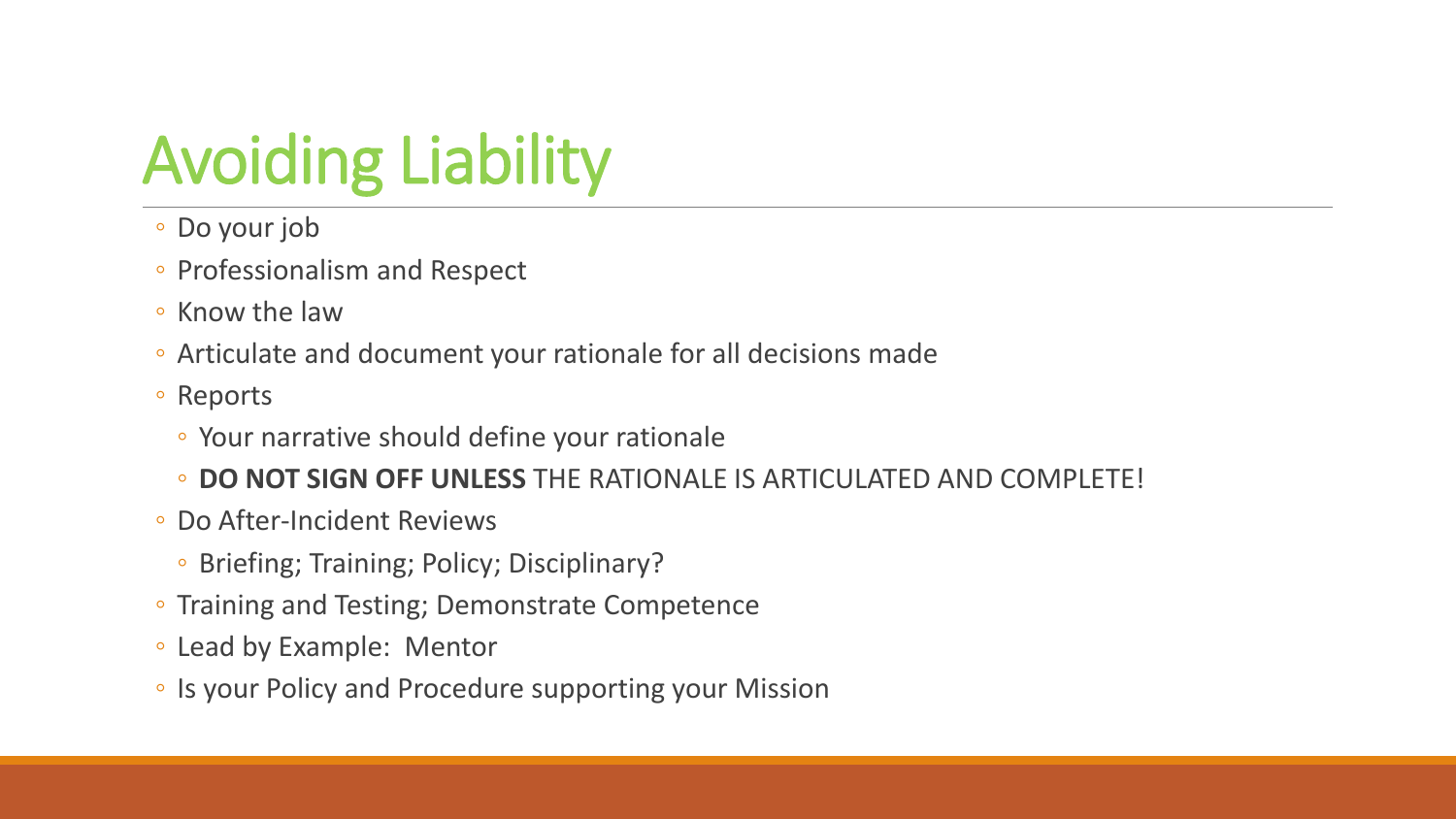# Avoiding Liability

- Do your job
- Professionalism and Respect
- Know the law
- Articulate and document your rationale for all decisions made
- Reports
  - Your narrative should define your rationale
  - **DO NOT SIGN OFF UNLESS** THE RATIONALE IS ARTICULATED AND COMPLETE!
- Do After-Incident Reviews
  - Briefing; Training; Policy; Disciplinary?
- Training and Testing; Demonstrate Competence
- Lead by Example: Mentor
- Is your Policy and Procedure supporting your Mission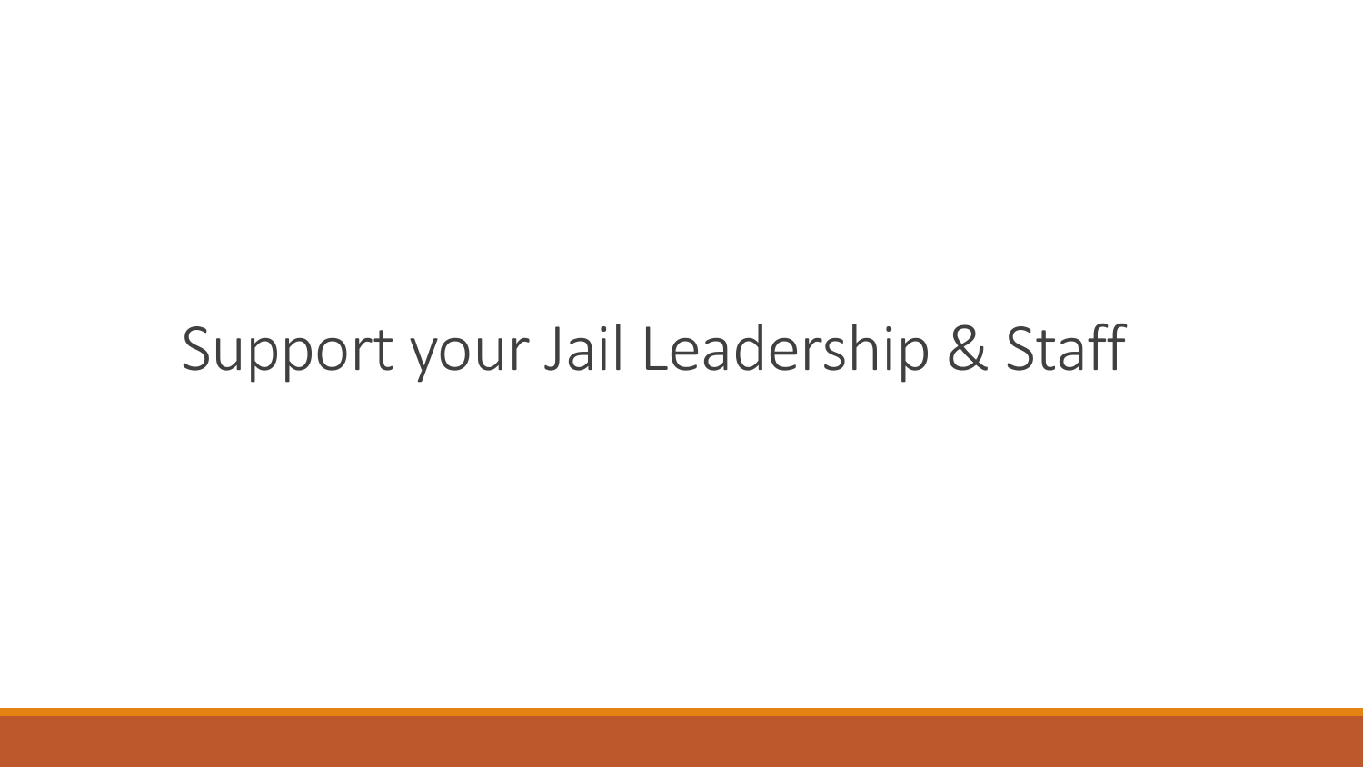# Support your Jail Leadership & Staff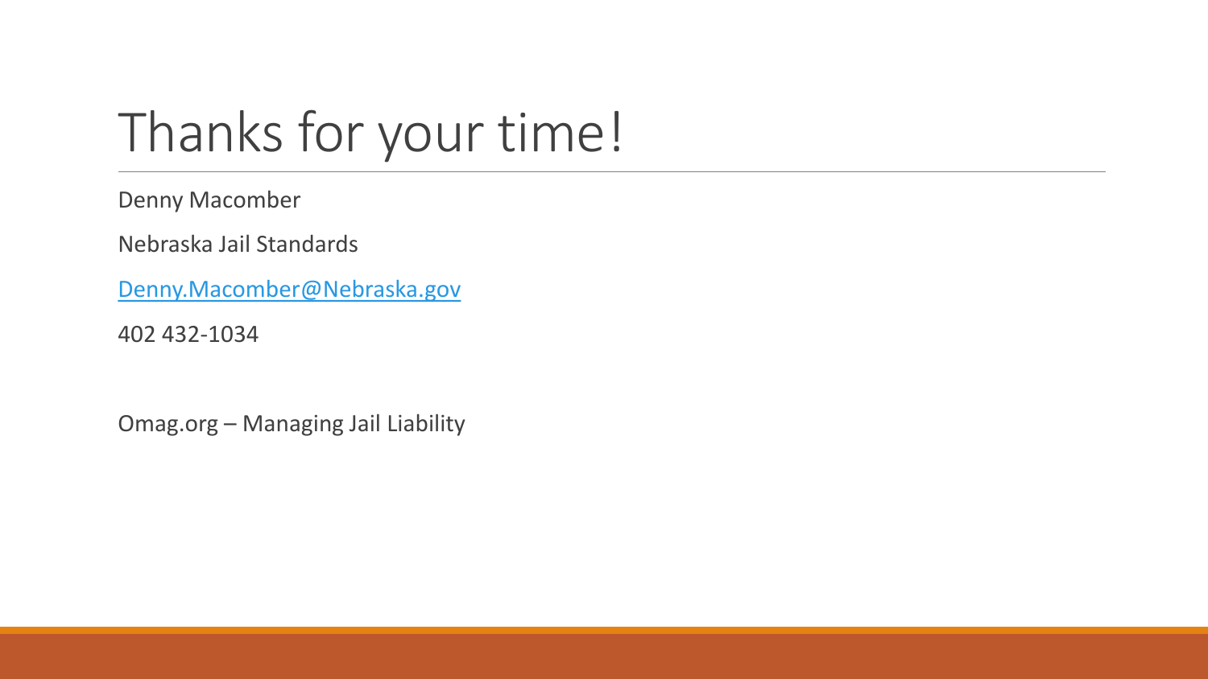# Thanks for your time!

Denny Macomber

Nebraska Jail Standards

[Denny.Macomber@Nebraska.gov](mailto:Denny.Macomber@Nebraska.gov)

402 432-1034

Omag.org – Managing Jail Liability